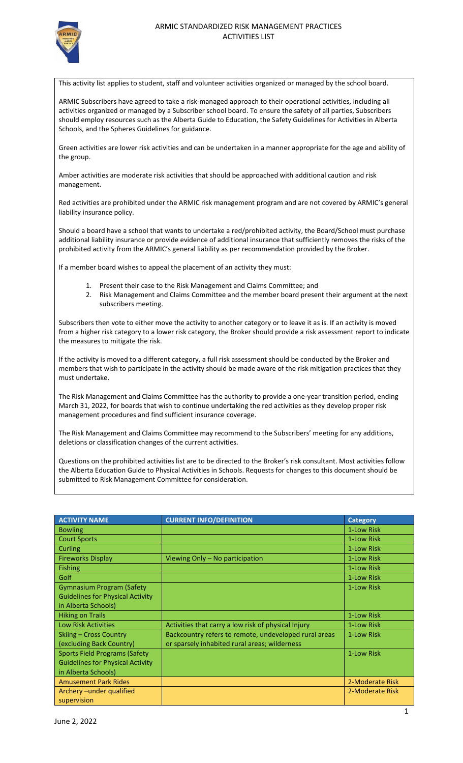# ARMIC STANDARDIZED RISK MANAGEMENT PRACTICES
## ACTIVITIES LIST

This activity list applies to student, staff and volunteer activities organized or managed by the school board.

ARMIC Subscribers have agreed to take a risk-managed approach to their operational activities, including all activities organized or managed by a Subscriber school board. To ensure the safety of all parties, Subscribers should employ resources such as the Alberta Guide to Education, the Safety Guidelines for Activities in Alberta Schools, and the Spheres Guidelines for guidance.

Green activities are lower risk activities and can be undertaken in a manner appropriate for the age and ability of the group.

Amber activities are moderate risk activities that should be approached with additional caution and risk management.

Red activities are prohibited under the ARMIC risk management program and are not covered by ARMIC's general liability insurance policy.

Should a board have a school that wants to undertake a red/prohibited activity, the Board/School must purchase additional liability insurance or provide evidence of additional insurance that sufficiently removes the risks of the prohibited activity from the ARMIC's general liability as per recommendation provided by the Broker.

If a member board wishes to appeal the placement of an activity they must:

1. Present their case to the Risk Management and Claims Committee; and
2. Risk Management and Claims Committee and the member board present their argument at the next subscribers meeting.

Subscribers then vote to either move the activity to another category or to leave it as is. If an activity is moved from a higher risk category to a lower risk category, the Broker should provide a risk assessment report to indicate the measures to mitigate the risk.

If the activity is moved to a different category, a full risk assessment should be conducted by the Broker and members that wish to participate in the activity should be made aware of the risk mitigation practices that they must undertake.

The Risk Management and Claims Committee has the authority to provide a one-year transition period, ending March 31, 2022, for boards that wish to continue undertaking the red activities as they develop proper risk management procedures and find sufficient insurance coverage.

The Risk Management and Claims Committee may recommend to the Subscribers' meeting for any additions, deletions or classification changes of the current activities.

Questions on the prohibited activities list are to be directed to the Broker's risk consultant. Most activities follow the Alberta Education Guide to Physical Activities in Schools. Requests for changes to this document should be submitted to Risk Management Committee for consideration.

| ACTIVITY NAME | CURRENT INFO/DEFINITION | Category |
|---|---|---|
| Bowling | | 1-Low Risk |
| Court Sports | | 1-Low Risk |
| Curling | | 1-Low Risk |
| Fireworks Display | Viewing Only – No participation | 1-Low Risk |
| Fishing | | 1-Low Risk |
| Golf | | 1-Low Risk |
| Gymnasium Program (Safety Guidelines for Physical Activity in Alberta Schools) | | 1-Low Risk |
| Hiking on Trails | | 1-Low Risk |
| Low Risk Activities | Activities that carry a low risk of physical Injury | 1-Low Risk |
| Skiing – Cross Country (excluding Back Country) | Backcountry refers to remote, undeveloped rural areas or sparsely inhabited rural areas; wilderness | 1-Low Risk |
| Sports Field Programs (Safety Guidelines for Physical Activity in Alberta Schools) | | 1-Low Risk |
| Amusement Park Rides | | 2-Moderate Risk |
| Archery –under qualified supervision | | 2-Moderate Risk |

June 2, 2022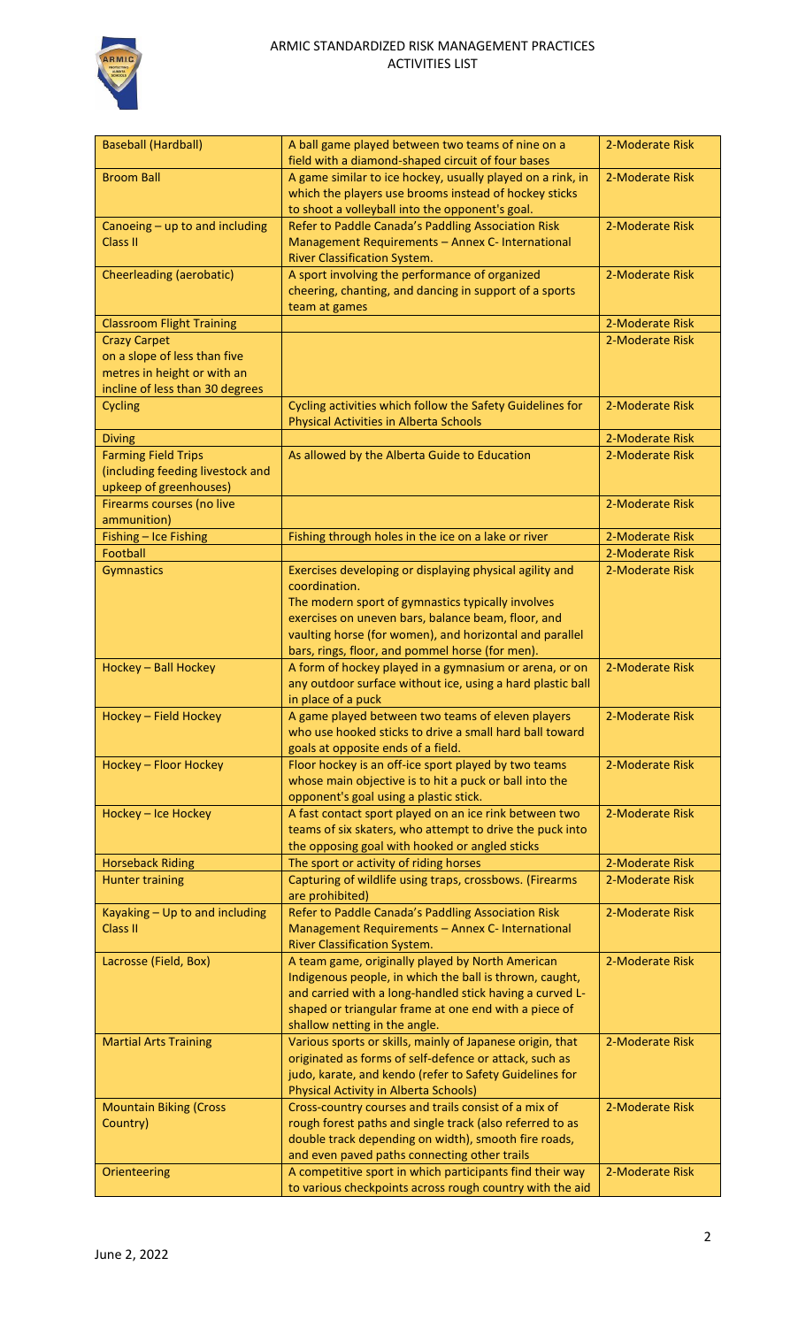| Baseball (Hardball) | A ball game played between two teams of nine on a field with a diamond-shaped circuit of four bases | 2-Moderate Risk |
|---|---|---|
| Broom Ball | A game similar to ice hockey, usually played on a rink, in which the players use brooms instead of hockey sticks to shoot a volleyball into the opponent's goal. | 2-Moderate Risk |
| Canoeing – up to and including Class II | Refer to Paddle Canada's Paddling Association Risk Management Requirements – Annex C- International River Classification System. | 2-Moderate Risk |
| Cheerleading (aerobatic) | A sport involving the performance of organized cheering, chanting, and dancing in support of a sports team at games | 2-Moderate Risk |
| Classroom Flight Training | | 2-Moderate Risk |
| Crazy Carpet on a slope of less than five metres in height or with an incline of less than 30 degrees | | 2-Moderate Risk |
| Cycling | Cycling activities which follow the Safety Guidelines for Physical Activities in Alberta Schools | 2-Moderate Risk |
| Diving | | 2-Moderate Risk |
| Farming Field Trips (including feeding livestock and upkeep of greenhouses) | As allowed by the Alberta Guide to Education | 2-Moderate Risk |
| Firearms courses (no live ammunition) | | 2-Moderate Risk |
| Fishing – Ice Fishing | Fishing through holes in the ice on a lake or river | 2-Moderate Risk |
| Football | | 2-Moderate Risk |
| Gymnastics | Exercises developing or displaying physical agility and coordination. The modern sport of gymnastics typically involves exercises on uneven bars, balance beam, floor, and vaulting horse (for women), and horizontal and parallel bars, rings, floor, and pommel horse (for men). | 2-Moderate Risk |
| Hockey – Ball Hockey | A form of hockey played in a gymnasium or arena, or on any outdoor surface without ice, using a hard plastic ball in place of a puck | 2-Moderate Risk |
| Hockey – Field Hockey | A game played between two teams of eleven players who use hooked sticks to drive a small hard ball toward goals at opposite ends of a field. | 2-Moderate Risk |
| Hockey – Floor Hockey | Floor hockey is an off-ice sport played by two teams whose main objective is to hit a puck or ball into the opponent's goal using a plastic stick. | 2-Moderate Risk |
| Hockey – Ice Hockey | A fast contact sport played on an ice rink between two teams of six skaters, who attempt to drive the puck into the opposing goal with hooked or angled sticks | 2-Moderate Risk |
| Horseback Riding | The sport or activity of riding horses | 2-Moderate Risk |
| Hunter training | Capturing of wildlife using traps, crossbows. (Firearms are prohibited) | 2-Moderate Risk |
| Kayaking – Up to and including Class II | Refer to Paddle Canada's Paddling Association Risk Management Requirements – Annex C- International River Classification System. | 2-Moderate Risk |
| Lacrosse (Field, Box) | A team game, originally played by North American Indigenous people, in which the ball is thrown, caught, and carried with a long-handled stick having a curved L-shaped or triangular frame at one end with a piece of shallow netting in the angle. | 2-Moderate Risk |
| Martial Arts Training | Various sports or skills, mainly of Japanese origin, that originated as forms of self-defence or attack, such as judo, karate, and kendo (refer to Safety Guidelines for Physical Activity in Alberta Schools) | 2-Moderate Risk |
| Mountain Biking (Cross Country) | Cross-country courses and trails consist of a mix of rough forest paths and single track (also referred to as double track depending on width), smooth fire roads, and even paved paths connecting other trails | 2-Moderate Risk |
| Orienteering | A competitive sport in which participants find their way to various checkpoints across rough country with the aid | 2-Moderate Risk |

June 2, 2022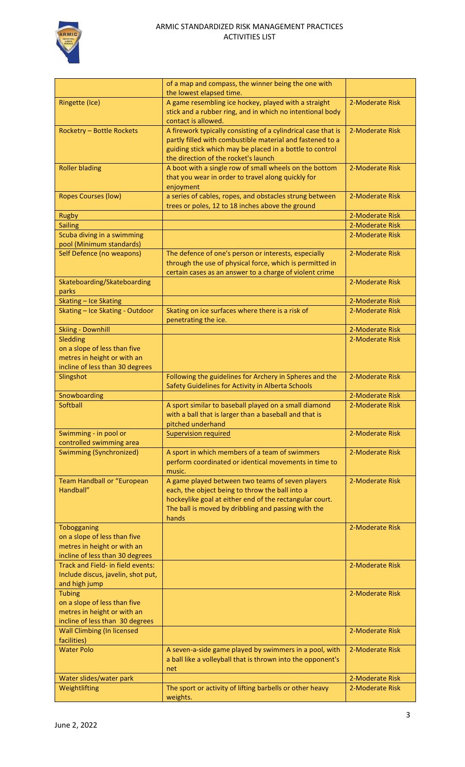| | | |
|---|---|---|
| | of a map and compass, the winner being the one with the lowest elapsed time. | |
| Ringette (Ice) | A game resembling ice hockey, played with a straight stick and a rubber ring, and in which no intentional body contact is allowed. | 2-Moderate Risk |
| Rocketry – Bottle Rockets | A firework typically consisting of a cylindrical case that is partly filled with combustible material and fastened to a guiding stick which may be placed in a bottle to control the direction of the rocket's launch | 2-Moderate Risk |
| Roller blading | A boot with a single row of small wheels on the bottom that you wear in order to travel along quickly for enjoyment | 2-Moderate Risk |
| Ropes Courses (low) | a series of cables, ropes, and obstacles strung between trees or poles, 12 to 18 inches above the ground | 2-Moderate Risk |
| Rugby | | 2-Moderate Risk |
| Sailing | | 2-Moderate Risk |
| Scuba diving in a swimming pool (Minimum standards) | | 2-Moderate Risk |
| Self Defence (no weapons) | The defence of one's person or interests, especially through the use of physical force, which is permitted in certain cases as an answer to a charge of violent crime | 2-Moderate Risk |
| Skateboarding/Skateboarding parks | | 2-Moderate Risk |
| Skating – Ice Skating | | 2-Moderate Risk |
| Skating – Ice Skating - Outdoor | Skating on ice surfaces where there is a risk of penetrating the ice. | 2-Moderate Risk |
| Skiing - Downhill | | 2-Moderate Risk |
| Sledding on a slope of less than five metres in height or with an incline of less than 30 degrees | | 2-Moderate Risk |
| Slingshot | Following the guidelines for Archery in Spheres and the Safety Guidelines for Activity in Alberta Schools | 2-Moderate Risk |
| Snowboarding | | 2-Moderate Risk |
| Softball | A sport similar to baseball played on a small diamond with a ball that is larger than a baseball and that is pitched underhand | 2-Moderate Risk |
| Swimming - in pool or controlled swimming area | Supervision required | 2-Moderate Risk |
| Swimming (Synchronized) | A sport in which members of a team of swimmers perform coordinated or identical movements in time to music. | 2-Moderate Risk |
| Team Handball or "European Handball" | A game played between two teams of seven players each, the object being to throw the ball into a hockeylike goal at either end of the rectangular court. The ball is moved by dribbling and passing with the hands | 2-Moderate Risk |
| Tobogganing on a slope of less than five metres in height or with an incline of less than 30 degrees | | 2-Moderate Risk |
| Track and Field- in field events: Include discus, javelin, shot put, and high jump | | 2-Moderate Risk |
| Tubing on a slope of less than five metres in height or with an incline of less than 30 degrees | | 2-Moderate Risk |
| Wall Climbing (In licensed facilities) | | 2-Moderate Risk |
| Water Polo | A seven-a-side game played by swimmers in a pool, with a ball like a volleyball that is thrown into the opponent's net | 2-Moderate Risk |
| Water slides/water park | | 2-Moderate Risk |
| Weightlifting | The sport or activity of lifting barbells or other heavy weights. | 2-Moderate Risk |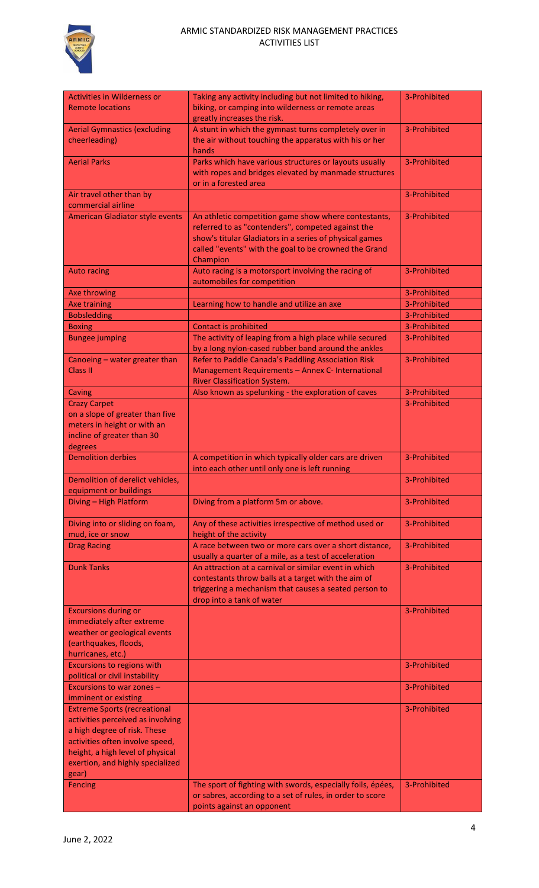| Activities in Wilderness or Remote locations | Taking any activity including but not limited to hiking, biking, or camping into wilderness or remote areas greatly increases the risk. | 3-Prohibited |
|---|---|---|
| Aerial Gymnastics (excluding cheerleading) | A stunt in which the gymnast turns completely over in the air without touching the apparatus with his or her hands | 3-Prohibited |
| Aerial Parks | Parks which have various structures or layouts usually with ropes and bridges elevated by manmade structures or in a forested area | 3-Prohibited |
| Air travel other than by commercial airline | | 3-Prohibited |
| American Gladiator style events | An athletic competition game show where contestants, referred to as "contenders", competed against the show's titular Gladiators in a series of physical games called "events" with the goal to be crowned the Grand Champion | 3-Prohibited |
| Auto racing | Auto racing is a motorsport involving the racing of automobiles for competition | 3-Prohibited |
| Axe throwing | | 3-Prohibited |
| Axe training | Learning how to handle and utilize an axe | 3-Prohibited |
| Bobsledding | | 3-Prohibited |
| Boxing | Contact is prohibited | 3-Prohibited |
| Bungee jumping | The activity of leaping from a high place while secured by a long nylon-cased rubber band around the ankles | 3-Prohibited |
| Canoeing – water greater than Class II | Refer to Paddle Canada's Paddling Association Risk Management Requirements – Annex C- International River Classification System. | 3-Prohibited |
| Caving | Also known as spelunking - the exploration of caves | 3-Prohibited |
| Crazy Carpet on a slope of greater than five meters in height or with an incline of greater than 30 degrees | | 3-Prohibited |
| Demolition derbies | A competition in which typically older cars are driven into each other until only one is left running | 3-Prohibited |
| Demolition of derelict vehicles, equipment or buildings | | 3-Prohibited |
| Diving – High Platform | Diving from a platform 5m or above. | 3-Prohibited |
| Diving into or sliding on foam, mud, ice or snow | Any of these activities irrespective of method used or height of the activity | 3-Prohibited |
| Drag Racing | A race between two or more cars over a short distance, usually a quarter of a mile, as a test of acceleration | 3-Prohibited |
| Dunk Tanks | An attraction at a carnival or similar event in which contestants throw balls at a target with the aim of triggering a mechanism that causes a seated person to drop into a tank of water | 3-Prohibited |
| Excursions during or immediately after extreme weather or geological events (earthquakes, floods, hurricanes, etc.) | | 3-Prohibited |
| Excursions to regions with political or civil instability | | 3-Prohibited |
| Excursions to war zones – imminent or existing | | 3-Prohibited |
| Extreme Sports (recreational activities perceived as involving a high degree of risk. These activities often involve speed, height, a high level of physical exertion, and highly specialized gear) | | 3-Prohibited |
| Fencing | The sport of fighting with swords, especially foils, épées, or sabres, according to a set of rules, in order to score points against an opponent | 3-Prohibited |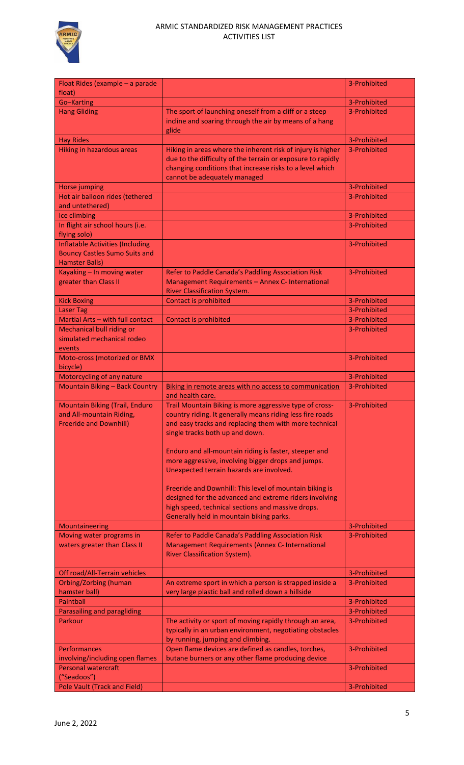| Float Rides (example – a parade float) | | 3-Prohibited |
|---|---|---|
| Go–Karting | | 3-Prohibited |
| Hang Gliding | The sport of launching oneself from a cliff or a steep incline and soaring through the air by means of a hang glide | 3-Prohibited |
| Hay Rides | | 3-Prohibited |
| Hiking in hazardous areas | Hiking in areas where the inherent risk of injury is higher due to the difficulty of the terrain or exposure to rapidly changing conditions that increase risks to a level which cannot be adequately managed | 3-Prohibited |
| Horse jumping | | 3-Prohibited |
| Hot air balloon rides (tethered and untethered) | | 3-Prohibited |
| Ice climbing | | 3-Prohibited |
| In flight air school hours (i.e. flying solo) | | 3-Prohibited |
| Inflatable Activities (Including Bouncy Castles Sumo Suits and Hamster Balls) | | 3-Prohibited |
| Kayaking – In moving water greater than Class II | Refer to Paddle Canada's Paddling Association Risk Management Requirements – Annex C- International River Classification System. | 3-Prohibited |
| Kick Boxing | Contact is prohibited | 3-Prohibited |
| Laser Tag | | 3-Prohibited |
| Martial Arts – with full contact | Contact is prohibited | 3-Prohibited |
| Mechanical bull riding or simulated mechanical rodeo events | | 3-Prohibited |
| Moto-cross (motorized or BMX bicycle) | | 3-Prohibited |
| Motorcycling of any nature | | 3-Prohibited |
| Mountain Biking – Back Country | Biking in remote areas with no access to communication and health care. | 3-Prohibited |
| Mountain Biking (Trail, Enduro and All-mountain Riding, Freeride and Downhill) | Trail Mountain Biking is more aggressive type of cross-country riding. It generally means riding less fire roads and easy tracks and replacing them with more technical single tracks both up and down.<br><br>Enduro and all-mountain riding is faster, steeper and more aggressive, involving bigger drops and jumps. Unexpected terrain hazards are involved.<br><br>Freeride and Downhill: This level of mountain biking is designed for the advanced and extreme riders involving high speed, technical sections and massive drops. Generally held in mountain biking parks. | 3-Prohibited |
| Mountaineering | | 3-Prohibited |
| Moving water programs in waters greater than Class II | Refer to Paddle Canada's Paddling Association Risk Management Requirements (Annex C- International River Classification System). | 3-Prohibited |
| Off road/All-Terrain vehicles | | 3-Prohibited |
| Orbing/Zorbing (human hamster ball) | An extreme sport in which a person is strapped inside a very large plastic ball and rolled down a hillside | 3-Prohibited |
| Paintball | | 3-Prohibited |
| Parasailing and paragliding | | 3-Prohibited |
| Parkour | The activity or sport of moving rapidly through an area, typically in an urban environment, negotiating obstacles by running, jumping and climbing. | 3-Prohibited |
| Performances involving/including open flames | Open flame devices are defined as candles, torches, butane burners or any other flame producing device | 3-Prohibited |
| Personal watercraft ("Seadoos") | | 3-Prohibited |
| Pole Vault (Track and Field) | | 3-Prohibited |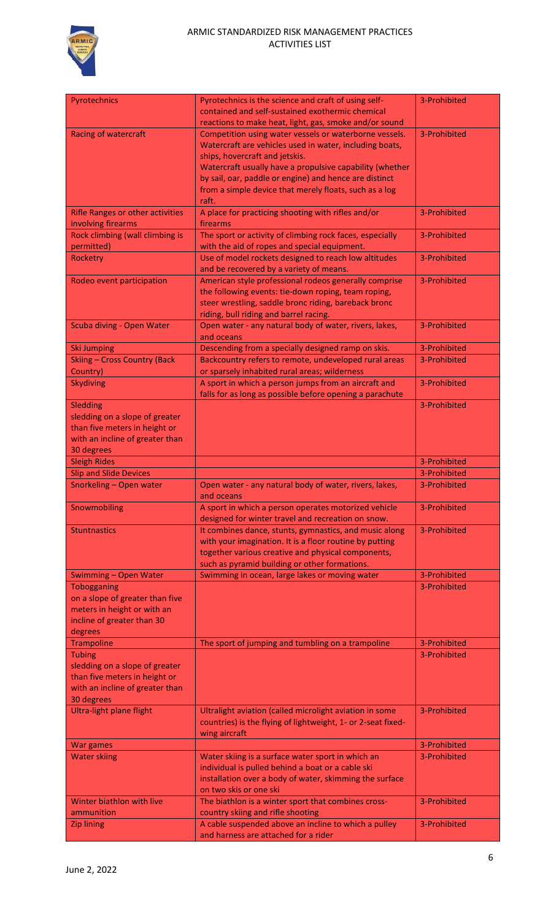| Pyrotechnics | Pyrotechnics is the science and craft of using self-contained and self-sustained exothermic chemical reactions to make heat, light, gas, smoke and/or sound | 3-Prohibited |
|---|---|---|
| Racing of watercraft | Competition using water vessels or waterborne vessels. Watercraft are vehicles used in water, including boats, ships, hovercraft and jetskis. Watercraft usually have a propulsive capability (whether by sail, oar, paddle or engine) and hence are distinct from a simple device that merely floats, such as a log raft. | 3-Prohibited |
| Rifle Ranges or other activities involving firearms | A place for practicing shooting with rifles and/or firearms | 3-Prohibited |
| Rock climbing (wall climbing is permitted) | The sport or activity of climbing rock faces, especially with the aid of ropes and special equipment. | 3-Prohibited |
| Rocketry | Use of model rockets designed to reach low altitudes and be recovered by a variety of means. | 3-Prohibited |
| Rodeo event participation | American style professional rodeos generally comprise the following events: tie-down roping, team roping, steer wrestling, saddle bronc riding, bareback bronc riding, bull riding and barrel racing. | 3-Prohibited |
| Scuba diving - Open Water | Open water - any natural body of water, rivers, lakes, and oceans | 3-Prohibited |
| Ski Jumping | Descending from a specially designed ramp on skis. | 3-Prohibited |
| Skiing – Cross Country (Back Country) | Backcountry refers to remote, undeveloped rural areas or sparsely inhabited rural areas; wilderness | 3-Prohibited |
| Skydiving | A sport in which a person jumps from an aircraft and falls for as long as possible before opening a parachute | 3-Prohibited |
| Sledding sledding on a slope of greater than five meters in height or with an incline of greater than 30 degrees | | 3-Prohibited |
| Sleigh Rides | | 3-Prohibited |
| Slip and Slide Devices | | 3-Prohibited |
| Snorkeling – Open water | Open water - any natural body of water, rivers, lakes, and oceans | 3-Prohibited |
| Snowmobiling | A sport in which a person operates motorized vehicle designed for winter travel and recreation on snow. | 3-Prohibited |
| Stuntnastics | It combines dance, stunts, gymnastics, and music along with your imagination. It is a floor routine by putting together various creative and physical components, such as pyramid building or other formations. | 3-Prohibited |
| Swimming – Open Water | Swimming in ocean, large lakes or moving water | 3-Prohibited |
| Tobogganing on a slope of greater than five meters in height or with an incline of greater than 30 degrees | | 3-Prohibited |
| Trampoline | The sport of jumping and tumbling on a trampoline | 3-Prohibited |
| Tubing sledding on a slope of greater than five meters in height or with an incline of greater than 30 degrees | | 3-Prohibited |
| Ultra-light plane flight | Ultralight aviation (called microlight aviation in some countries) is the flying of lightweight, 1- or 2-seat fixed-wing aircraft | 3-Prohibited |
| War games | | 3-Prohibited |
| Water skiing | Water skiing is a surface water sport in which an individual is pulled behind a boat or a cable ski installation over a body of water, skimming the surface on two skis or one ski | 3-Prohibited |
| Winter biathlon with live ammunition | The biathlon is a winter sport that combines cross-country skiing and rifle shooting | 3-Prohibited |
| Zip lining | A cable suspended above an incline to which a pulley and harness are attached for a rider | 3-Prohibited |

June 2, 2022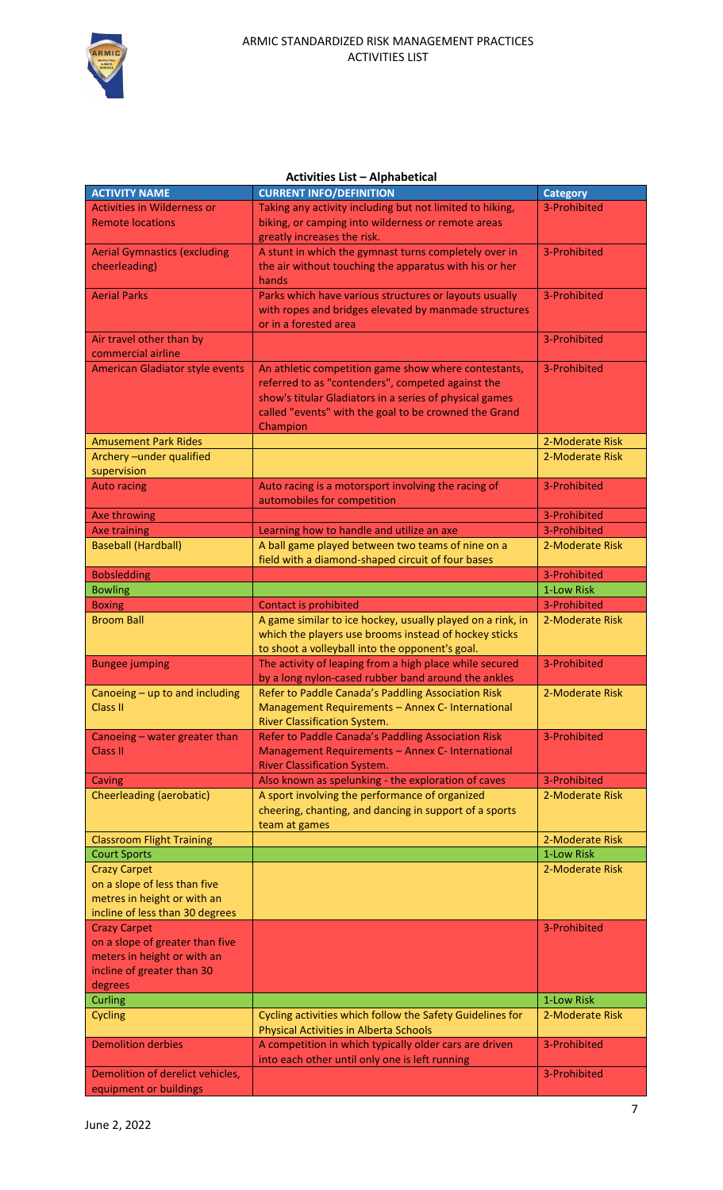**Activities List – Alphabetical**

| ACTIVITY NAME | CURRENT INFO/DEFINITION | Category |
|---|---|---|
| Activities in Wilderness or Remote locations | Taking any activity including but not limited to hiking, biking, or camping into wilderness or remote areas greatly increases the risk. | 3-Prohibited |
| Aerial Gymnastics (excluding cheerleading) | A stunt in which the gymnast turns completely over in the air without touching the apparatus with his or her hands | 3-Prohibited |
| Aerial Parks | Parks which have various structures or layouts usually with ropes and bridges elevated by manmade structures or in a forested area | 3-Prohibited |
| Air travel other than by commercial airline | | 3-Prohibited |
| American Gladiator style events | An athletic competition game show where contestants, referred to as "contenders", competed against the show's titular Gladiators in a series of physical games called "events" with the goal to be crowned the Grand Champion | 3-Prohibited |
| Amusement Park Rides | | 2-Moderate Risk |
| Archery –under qualified supervision | | 2-Moderate Risk |
| Auto racing | Auto racing is a motorsport involving the racing of automobiles for competition | 3-Prohibited |
| Axe throwing | | 3-Prohibited |
| Axe training | Learning how to handle and utilize an axe | 3-Prohibited |
| Baseball (Hardball) | A ball game played between two teams of nine on a field with a diamond-shaped circuit of four bases | 2-Moderate Risk |
| Bobsledding | | 3-Prohibited |
| Bowling | | 1-Low Risk |
| Boxing | Contact is prohibited | 3-Prohibited |
| Broom Ball | A game similar to ice hockey, usually played on a rink, in which the players use brooms instead of hockey sticks to shoot a volleyball into the opponent's goal. | 2-Moderate Risk |
| Bungee jumping | The activity of leaping from a high place while secured by a long nylon-cased rubber band around the ankles | 3-Prohibited |
| Canoeing – up to and including Class II | Refer to Paddle Canada's Paddling Association Risk Management Requirements – Annex C- International River Classification System. | 2-Moderate Risk |
| Canoeing – water greater than Class II | Refer to Paddle Canada's Paddling Association Risk Management Requirements – Annex C- International River Classification System. | 3-Prohibited |
| Caving | Also known as spelunking - the exploration of caves | 3-Prohibited |
| Cheerleading (aerobatic) | A sport involving the performance of organized cheering, chanting, and dancing in support of a sports team at games | 2-Moderate Risk |
| Classroom Flight Training | | 2-Moderate Risk |
| Court Sports | | 1-Low Risk |
| Crazy Carpet on a slope of less than five metres in height or with an incline of less than 30 degrees | | 2-Moderate Risk |
| Crazy Carpet on a slope of greater than five meters in height or with an incline of greater than 30 degrees | | 3-Prohibited |
| Curling | | 1-Low Risk |
| Cycling | Cycling activities which follow the Safety Guidelines for Physical Activities in Alberta Schools | 2-Moderate Risk |
| Demolition derbies | A competition in which typically older cars are driven into each other until only one is left running | 3-Prohibited |
| Demolition of derelict vehicles, equipment or buildings | | 3-Prohibited |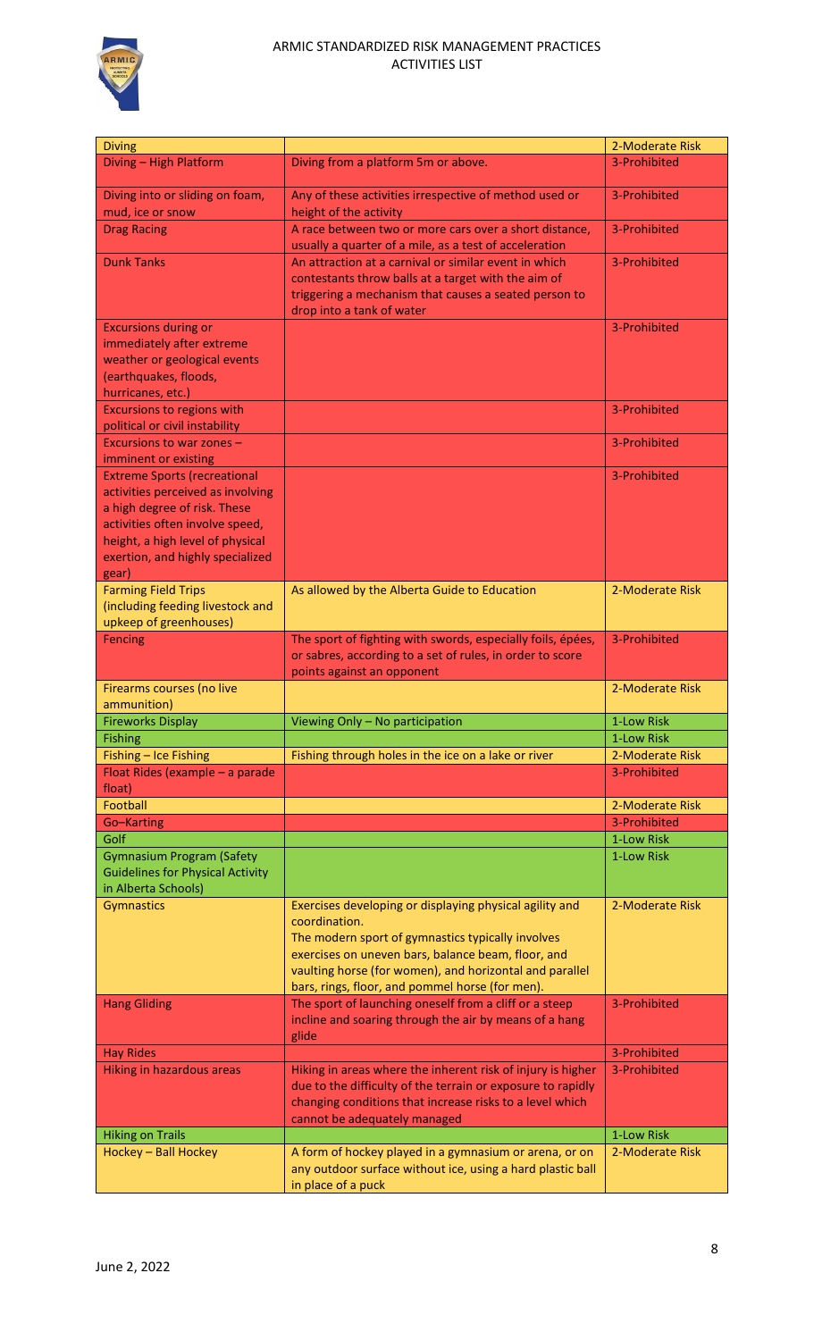| Activity | Description | Risk Level |
|---|---|---|
| Diving | | 2-Moderate Risk |
| Diving – High Platform | Diving from a platform 5m or above. | 3-Prohibited |
| Diving into or sliding on foam, mud, ice or snow | Any of these activities irrespective of method used or height of the activity | 3-Prohibited |
| Drag Racing | A race between two or more cars over a short distance, usually a quarter of a mile, as a test of acceleration | 3-Prohibited |
| Dunk Tanks | An attraction at a carnival or similar event in which contestants throw balls at a target with the aim of triggering a mechanism that causes a seated person to drop into a tank of water | 3-Prohibited |
| Excursions during or immediately after extreme weather or geological events (earthquakes, floods, hurricanes, etc.) | | 3-Prohibited |
| Excursions to regions with political or civil instability | | 3-Prohibited |
| Excursions to war zones – imminent or existing | | 3-Prohibited |
| Extreme Sports (recreational activities perceived as involving a high degree of risk. These activities often involve speed, height, a high level of physical exertion, and highly specialized gear) | | 3-Prohibited |
| Farming Field Trips (including feeding livestock and upkeep of greenhouses) | As allowed by the Alberta Guide to Education | 2-Moderate Risk |
| Fencing | The sport of fighting with swords, especially foils, épées, or sabres, according to a set of rules, in order to score points against an opponent | 3-Prohibited |
| Firearms courses (no live ammunition) | | 2-Moderate Risk |
| Fireworks Display | Viewing Only – No participation | 1-Low Risk |
| Fishing | | 1-Low Risk |
| Fishing – Ice Fishing | Fishing through holes in the ice on a lake or river | 2-Moderate Risk |
| Float Rides (example – a parade float) | | 3-Prohibited |
| Football | | 2-Moderate Risk |
| Go–Karting | | 3-Prohibited |
| Golf | | 1-Low Risk |
| Gymnasium Program (Safety Guidelines for Physical Activity in Alberta Schools) | | 1-Low Risk |
| Gymnastics | Exercises developing or displaying physical agility and coordination. The modern sport of gymnastics typically involves exercises on uneven bars, balance beam, floor, and vaulting horse (for women), and horizontal and parallel bars, rings, floor, and pommel horse (for men). | 2-Moderate Risk |
| Hang Gliding | The sport of launching oneself from a cliff or a steep incline and soaring through the air by means of a hang glide | 3-Prohibited |
| Hay Rides | | 3-Prohibited |
| Hiking in hazardous areas | Hiking in areas where the inherent risk of injury is higher due to the difficulty of the terrain or exposure to rapidly changing conditions that increase risks to a level which cannot be adequately managed | 3-Prohibited |
| Hiking on Trails | | 1-Low Risk |
| Hockey – Ball Hockey | A form of hockey played in a gymnasium or arena, or on any outdoor surface without ice, using a hard plastic ball in place of a puck | 2-Moderate Risk |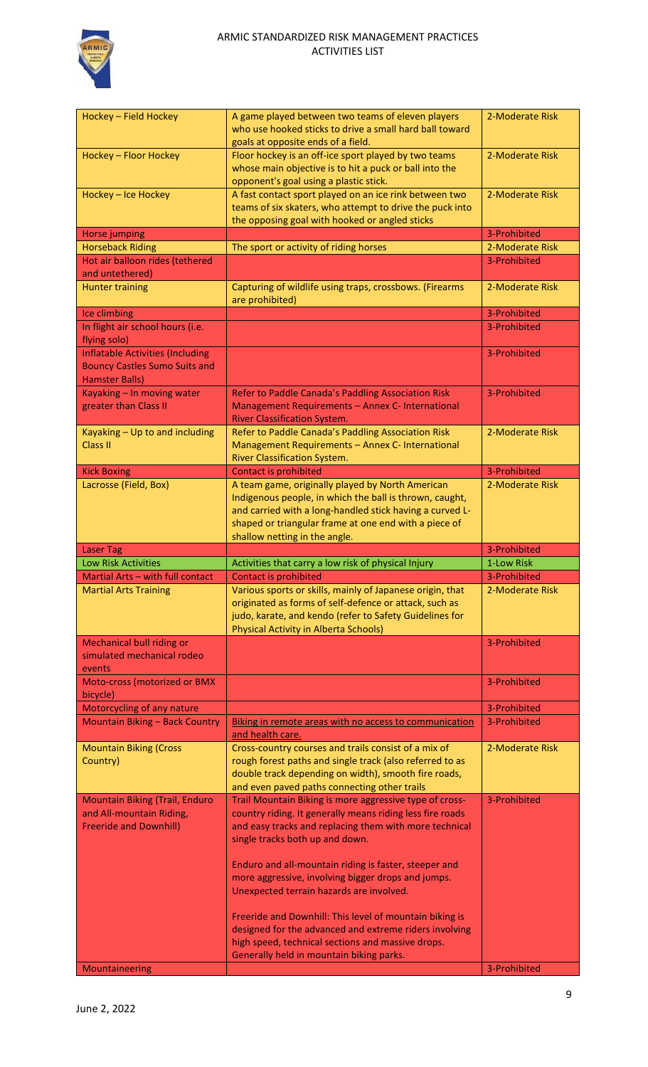| Hockey – Field Hockey | A game played between two teams of eleven players who use hooked sticks to drive a small hard ball toward goals at opposite ends of a field. | 2-Moderate Risk |
|---|---|---|
| Hockey – Floor Hockey | Floor hockey is an off-ice sport played by two teams whose main objective is to hit a puck or ball into the opponent's goal using a plastic stick. | 2-Moderate Risk |
| Hockey – Ice Hockey | A fast contact sport played on an ice rink between two teams of six skaters, who attempt to drive the puck into the opposing goal with hooked or angled sticks | 2-Moderate Risk |
| Horse jumping | | 3-Prohibited |
| Horseback Riding | The sport or activity of riding horses | 2-Moderate Risk |
| Hot air balloon rides (tethered and untethered) | | 3-Prohibited |
| Hunter training | Capturing of wildlife using traps, crossbows. (Firearms are prohibited) | 2-Moderate Risk |
| Ice climbing | | 3-Prohibited |
| In flight air school hours (i.e. flying solo) | | 3-Prohibited |
| Inflatable Activities (Including Bouncy Castles Sumo Suits and Hamster Balls) | | 3-Prohibited |
| Kayaking – In moving water greater than Class II | Refer to Paddle Canada's Paddling Association Risk Management Requirements – Annex C- International River Classification System. | 3-Prohibited |
| Kayaking – Up to and including Class II | Refer to Paddle Canada's Paddling Association Risk Management Requirements – Annex C- International River Classification System. | 2-Moderate Risk |
| Kick Boxing | Contact is prohibited | 3-Prohibited |
| Lacrosse (Field, Box) | A team game, originally played by North American Indigenous people, in which the ball is thrown, caught, and carried with a long-handled stick having a curved L-shaped or triangular frame at one end with a piece of shallow netting in the angle. | 2-Moderate Risk |
| Laser Tag | | 3-Prohibited |
| Low Risk Activities | Activities that carry a low risk of physical Injury | 1-Low Risk |
| Martial Arts – with full contact | Contact is prohibited | 3-Prohibited |
| Martial Arts Training | Various sports or skills, mainly of Japanese origin, that originated as forms of self-defence or attack, such as judo, karate, and kendo (refer to Safety Guidelines for Physical Activity in Alberta Schools) | 2-Moderate Risk |
| Mechanical bull riding or simulated mechanical rodeo events | | 3-Prohibited |
| Moto-cross (motorized or BMX bicycle) | | 3-Prohibited |
| Motorcycling of any nature | | 3-Prohibited |
| Mountain Biking – Back Country | Biking in remote areas with no access to communication and health care. | 3-Prohibited |
| Mountain Biking (Cross Country) | Cross-country courses and trails consist of a mix of rough forest paths and single track (also referred to as double track depending on width), smooth fire roads, and even paved paths connecting other trails | 2-Moderate Risk |
| Mountain Biking (Trail, Enduro and All-mountain Riding, Freeride and Downhill) | Trail Mountain Biking is more aggressive type of cross-country riding. It generally means riding less fire roads and easy tracks and replacing them with more technical single tracks both up and down.<br><br>Enduro and all-mountain riding is faster, steeper and more aggressive, involving bigger drops and jumps. Unexpected terrain hazards are involved.<br><br>Freeride and Downhill: This level of mountain biking is designed for the advanced and extreme riders involving high speed, technical sections and massive drops. Generally held in mountain biking parks. | 3-Prohibited |
| Mountaineering | | 3-Prohibited |

June 2, 2022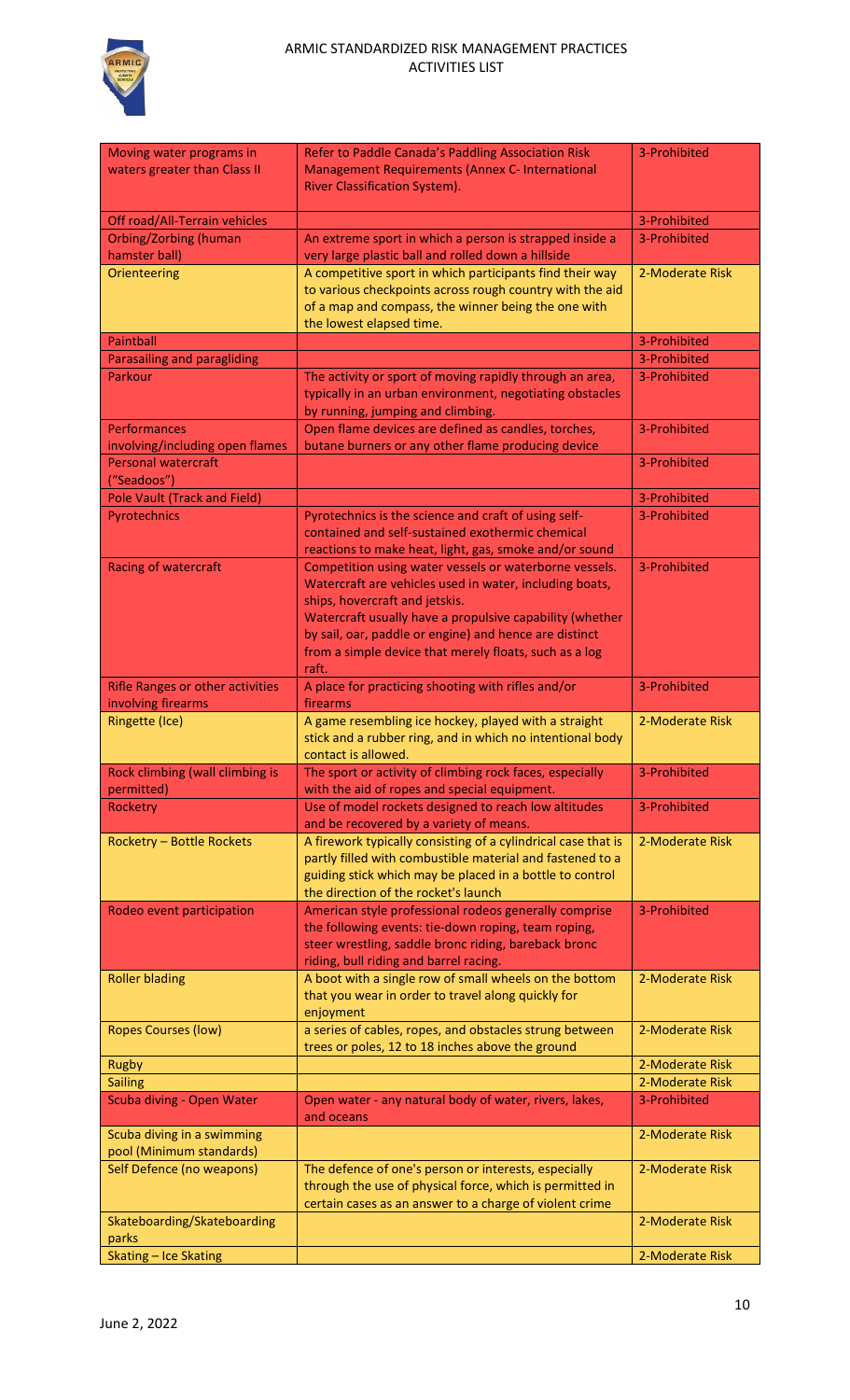| Moving water programs in waters greater than Class II | Refer to Paddle Canada's Paddling Association Risk Management Requirements (Annex C- International River Classification System). | 3-Prohibited |
|---|---|---|
| Off road/All-Terrain vehicles | | 3-Prohibited |
| Orbing/Zorbing (human hamster ball) | An extreme sport in which a person is strapped inside a very large plastic ball and rolled down a hillside | 3-Prohibited |
| Orienteering | A competitive sport in which participants find their way to various checkpoints across rough country with the aid of a map and compass, the winner being the one with the lowest elapsed time. | 2-Moderate Risk |
| Paintball | | 3-Prohibited |
| Parasailing and paragliding | | 3-Prohibited |
| Parkour | The activity or sport of moving rapidly through an area, typically in an urban environment, negotiating obstacles by running, jumping and climbing. | 3-Prohibited |
| Performances involving/including open flames | Open flame devices are defined as candles, torches, butane burners or any other flame producing device | 3-Prohibited |
| Personal watercraft ("Seadoos") | | 3-Prohibited |
| Pole Vault (Track and Field) | | 3-Prohibited |
| Pyrotechnics | Pyrotechnics is the science and craft of using self-contained and self-sustained exothermic chemical reactions to make heat, light, gas, smoke and/or sound | 3-Prohibited |
| Racing of watercraft | Competition using water vessels or waterborne vessels. Watercraft are vehicles used in water, including boats, ships, hovercraft and jetskis. Watercraft usually have a propulsive capability (whether by sail, oar, paddle or engine) and hence are distinct from a simple device that merely floats, such as a log raft. | 3-Prohibited |
| Rifle Ranges or other activities involving firearms | A place for practicing shooting with rifles and/or firearms | 3-Prohibited |
| Ringette (Ice) | A game resembling ice hockey, played with a straight stick and a rubber ring, and in which no intentional body contact is allowed. | 2-Moderate Risk |
| Rock climbing (wall climbing is permitted) | The sport or activity of climbing rock faces, especially with the aid of ropes and special equipment. | 3-Prohibited |
| Rocketry | Use of model rockets designed to reach low altitudes and be recovered by a variety of means. | 3-Prohibited |
| Rocketry – Bottle Rockets | A firework typically consisting of a cylindrical case that is partly filled with combustible material and fastened to a guiding stick which may be placed in a bottle to control the direction of the rocket's launch | 2-Moderate Risk |
| Rodeo event participation | American style professional rodeos generally comprise the following events: tie-down roping, team roping, steer wrestling, saddle bronc riding, bareback bronc riding, bull riding and barrel racing. | 3-Prohibited |
| Roller blading | A boot with a single row of small wheels on the bottom that you wear in order to travel along quickly for enjoyment | 2-Moderate Risk |
| Ropes Courses (low) | a series of cables, ropes, and obstacles strung between trees or poles, 12 to 18 inches above the ground | 2-Moderate Risk |
| Rugby | | 2-Moderate Risk |
| Sailing | | 2-Moderate Risk |
| Scuba diving - Open Water | Open water - any natural body of water, rivers, lakes, and oceans | 3-Prohibited |
| Scuba diving in a swimming pool (Minimum standards) | | 2-Moderate Risk |
| Self Defence (no weapons) | The defence of one's person or interests, especially through the use of physical force, which is permitted in certain cases as an answer to a charge of violent crime | 2-Moderate Risk |
| Skateboarding/Skateboarding parks | | 2-Moderate Risk |
| Skating – Ice Skating | | 2-Moderate Risk |

June 2, 2022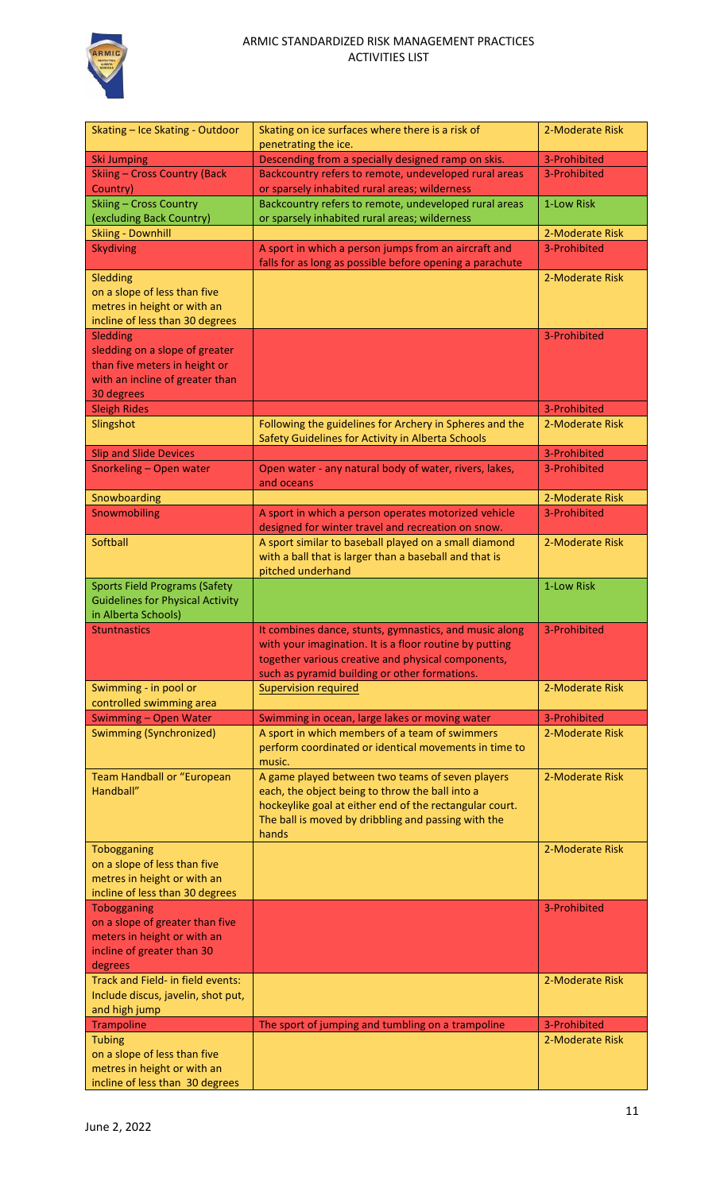| Skating – Ice Skating - Outdoor | Skating on ice surfaces where there is a risk of penetrating the ice. | 2-Moderate Risk |
|---|---|---|
| Ski Jumping | Descending from a specially designed ramp on skis. | 3-Prohibited |
| Skiing – Cross Country (Back Country) | Backcountry refers to remote, undeveloped rural areas or sparsely inhabited rural areas; wilderness | 3-Prohibited |
| Skiing – Cross Country (excluding Back Country) | Backcountry refers to remote, undeveloped rural areas or sparsely inhabited rural areas; wilderness | 1-Low Risk |
| Skiing - Downhill | | 2-Moderate Risk |
| Skydiving | A sport in which a person jumps from an aircraft and falls for as long as possible before opening a parachute | 3-Prohibited |
| Sledding on a slope of less than five metres in height or with an incline of less than 30 degrees | | 2-Moderate Risk |
| Sledding sledding on a slope of greater than five meters in height or with an incline of greater than 30 degrees | | 3-Prohibited |
| Sleigh Rides | | 3-Prohibited |
| Slingshot | Following the guidelines for Archery in Spheres and the Safety Guidelines for Activity in Alberta Schools | 2-Moderate Risk |
| Slip and Slide Devices | | 3-Prohibited |
| Snorkeling – Open water | Open water - any natural body of water, rivers, lakes, and oceans | 3-Prohibited |
| Snowboarding | | 2-Moderate Risk |
| Snowmobiling | A sport in which a person operates motorized vehicle designed for winter travel and recreation on snow. | 3-Prohibited |
| Softball | A sport similar to baseball played on a small diamond with a ball that is larger than a baseball and that is pitched underhand | 2-Moderate Risk |
| Sports Field Programs (Safety Guidelines for Physical Activity in Alberta Schools) | | 1-Low Risk |
| Stuntnastics | It combines dance, stunts, gymnastics, and music along with your imagination. It is a floor routine by putting together various creative and physical components, such as pyramid building or other formations. | 3-Prohibited |
| Swimming - in pool or controlled swimming area | Supervision required | 2-Moderate Risk |
| Swimming – Open Water | Swimming in ocean, large lakes or moving water | 3-Prohibited |
| Swimming (Synchronized) | A sport in which members of a team of swimmers perform coordinated or identical movements in time to music. | 2-Moderate Risk |
| Team Handball or "European Handball" | A game played between two teams of seven players each, the object being to throw the ball into a hockeylike goal at either end of the rectangular court. The ball is moved by dribbling and passing with the hands | 2-Moderate Risk |
| Tobogganing on a slope of less than five metres in height or with an incline of less than 30 degrees | | 2-Moderate Risk |
| Tobogganing on a slope of greater than five meters in height or with an incline of greater than 30 degrees | | 3-Prohibited |
| Track and Field- in field events: Include discus, javelin, shot put, and high jump | | 2-Moderate Risk |
| Trampoline | The sport of jumping and tumbling on a trampoline | 3-Prohibited |
| Tubing on a slope of less than five metres in height or with an incline of less than 30 degrees | | 2-Moderate Risk |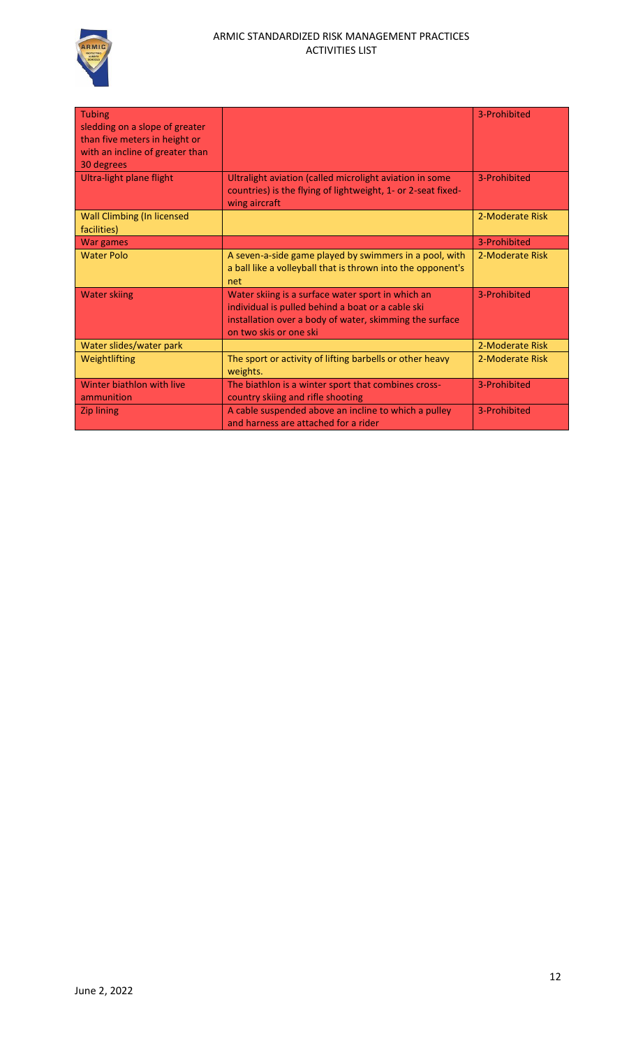| | | |
|---|---|---|
| Tubing<br>sledding on a slope of greater than five meters in height or with an incline of greater than 30 degrees | | 3-Prohibited |
| Ultra-light plane flight | Ultralight aviation (called microlight aviation in some countries) is the flying of lightweight, 1- or 2-seat fixed-wing aircraft | 3-Prohibited |
| Wall Climbing (In licensed facilities) | | 2-Moderate Risk |
| War games | | 3-Prohibited |
| Water Polo | A seven-a-side game played by swimmers in a pool, with a ball like a volleyball that is thrown into the opponent's net | 2-Moderate Risk |
| Water skiing | Water skiing is a surface water sport in which an individual is pulled behind a boat or a cable ski installation over a body of water, skimming the surface on two skis or one ski | 3-Prohibited |
| Water slides/water park | | 2-Moderate Risk |
| Weightlifting | The sport or activity of lifting barbells or other heavy weights. | 2-Moderate Risk |
| Winter biathlon with live ammunition | The biathlon is a winter sport that combines cross-country skiing and rifle shooting | 3-Prohibited |
| Zip lining | A cable suspended above an incline to which a pulley and harness are attached for a rider | 3-Prohibited |

June 2, 2022